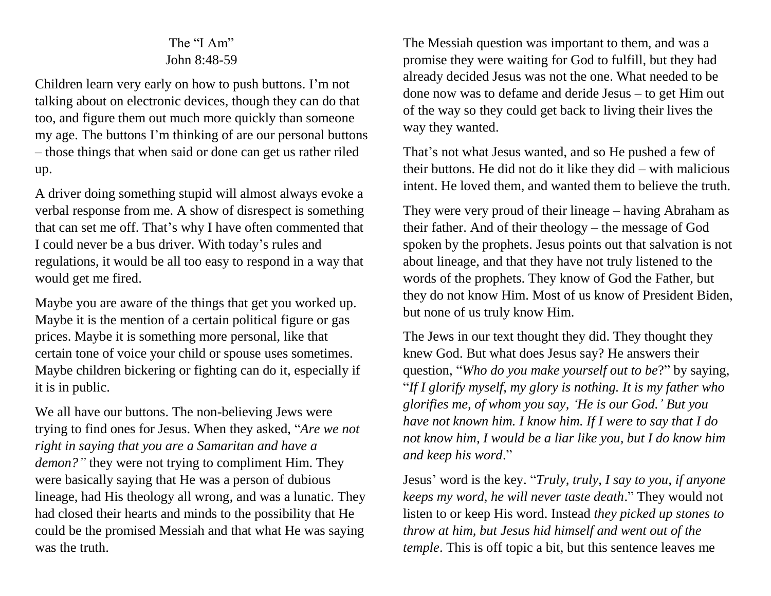# The "I Am"

## John 8:48-59

Children learn very early on how to push buttons. I'm not talking about on electronic devices, though they can do that too, and figure them out much more quickly than someone my age. The buttons I'm thinking of are our personal buttons – those things that when said or done can get us rather riled up.

A driver doing something stupid will almost always evoke a verbal response from me. A show of disrespect is something that can set me off. That's why I have often commented that I could never be a bus driver. With today's rules and regulations, it would be all too easy to respond in a way that would get me fired.

Maybe you are aware of the things that get you worked up. Maybe it is the mention of a certain political figure or gas prices. Maybe it is something more personal, like that certain tone of voice your child or spouse uses sometimes. Maybe children bickering or fighting can do it, especially if it is in public.

We all have our buttons. The non-believing Jews were trying to find ones for Jesus. When they asked, "*Are we not right in saying that you are a Samaritan and have a demon?"* they were not trying to compliment Him. They were basically saying that He was a person of dubious lineage, had His theology all wrong, and was a lunatic. They had closed their hearts and minds to the possibility that He could be the promised Messiah and that what He was saying was the truth.

The Messiah question was important to them, and was a promise they were waiting for God to fulfill, but they had already decided Jesus was not the one. What needed to be done now was to defame and deride Jesus – to get Him out of the way so they could get back to living their lives the way they wanted.

That's not what Jesus wanted, and so He pushed a few of their buttons. He did not do it like they did – with malicious intent. He loved them, and wanted them to believe the truth.

They were very proud of their lineage – having Abraham as their father. And of their theology – the message of God spoken by the prophets. Jesus points out that salvation is not about lineage, and that they have not truly listened to the words of the prophets. They know of God the Father, but they do not know Him. Most of us know of President Biden, but none of us truly know Him.

The Jews in our text thought they did. They thought they knew God. But what does Jesus say? He answers their question, "*Who do you make yourself out to be*?" by saying, "*If I glorify myself, my glory is nothing. It is my father who glorifies me, of whom you say, 'He is our God.' But you have not known him. I know him. If I were to say that I do not know him, I would be a liar like you, but I do know him and keep his word*."

Jesus' word is the key. "*Truly, truly, I say to you, if anyone keeps my word, he will never taste death*." They would not listen to or keep His word. Instead *they picked up stones to throw at him, but Jesus hid himself and went out of the temple*. This is off topic a bit, but this sentence leaves me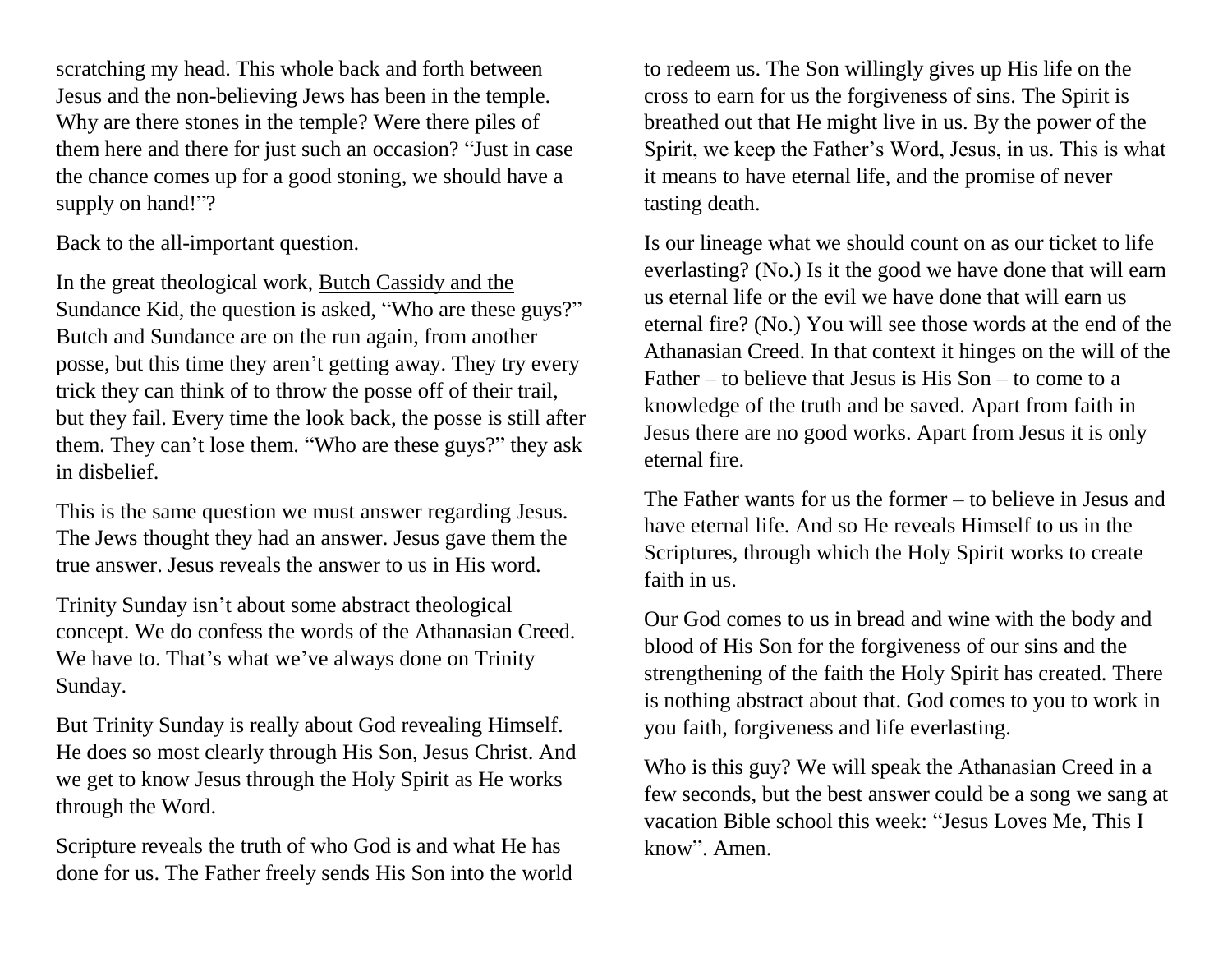scratching my head. This whole back and forth between Jesus and the non-believing Jews has been in the temple. Why are there stones in the temple? Were there piles of them here and there for just such an occasion? "Just in case the chance comes up for a good stoning, we should have a supply on hand!"?

Back to the all-important question.

In the great theological work, Butch Cassidy and the Sundance Kid, the question is asked, "Who are these guys?" Butch and Sundance are on the run again, from another posse, but this time they aren't getting away. They try every trick they can think of to throw the posse off of their trail, but they fail. Every time the look back, the posse is still after them. They can't lose them. "Who are these guys?" they ask in disbelief.

This is the same question we must answer regarding Jesus. The Jews thought they had an answer. Jesus gave them the true answer. Jesus reveals the answer to us in His word.

Trinity Sunday isn't about some abstract theological concept. We do confess the words of the Athanasian Creed. We have to. That's what we've always done on Trinity Sunday.

But Trinity Sunday is really about God revealing Himself. He does so most clearly through His Son, Jesus Christ. And we get to know Jesus through the Holy Spirit as He works through the Word.

Scripture reveals the truth of who God is and what He has done for us. The Father freely sends His Son into the world to redeem us. The Son willingly gives up His life on the cross to earn for us the forgiveness of sins. The Spirit is breathed out that He might live in us. By the power of the Spirit, we keep the Father's Word, Jesus, in us. This is what it means to have eternal life, and the promise of never tasting death.

Is our lineage what we should count on as our ticket to life everlasting? (No.) Is it the good we have done that will earn us eternal life or the evil we have done that will earn us eternal fire? (No.) You will see those words at the end of the Athanasian Creed. In that context it hinges on the will of the Father – to believe that Jesus is His Son – to come to a knowledge of the truth and be saved. Apart from faith in Jesus there are no good works. Apart from Jesus it is only eternal fire.

The Father wants for us the former – to believe in Jesus and have eternal life. And so He reveals Himself to us in the Scriptures, through which the Holy Spirit works to create faith in us.

Our God comes to us in bread and wine with the body and blood of His Son for the forgiveness of our sins and the strengthening of the faith the Holy Spirit has created. There is nothing abstract about that. God comes to you to work in you faith, forgiveness and life everlasting.

Who is this guy? We will speak the Athanasian Creed in a few seconds, but the best answer could be a song we sang at vacation Bible school this week: "Jesus Loves Me, This I know". Amen.